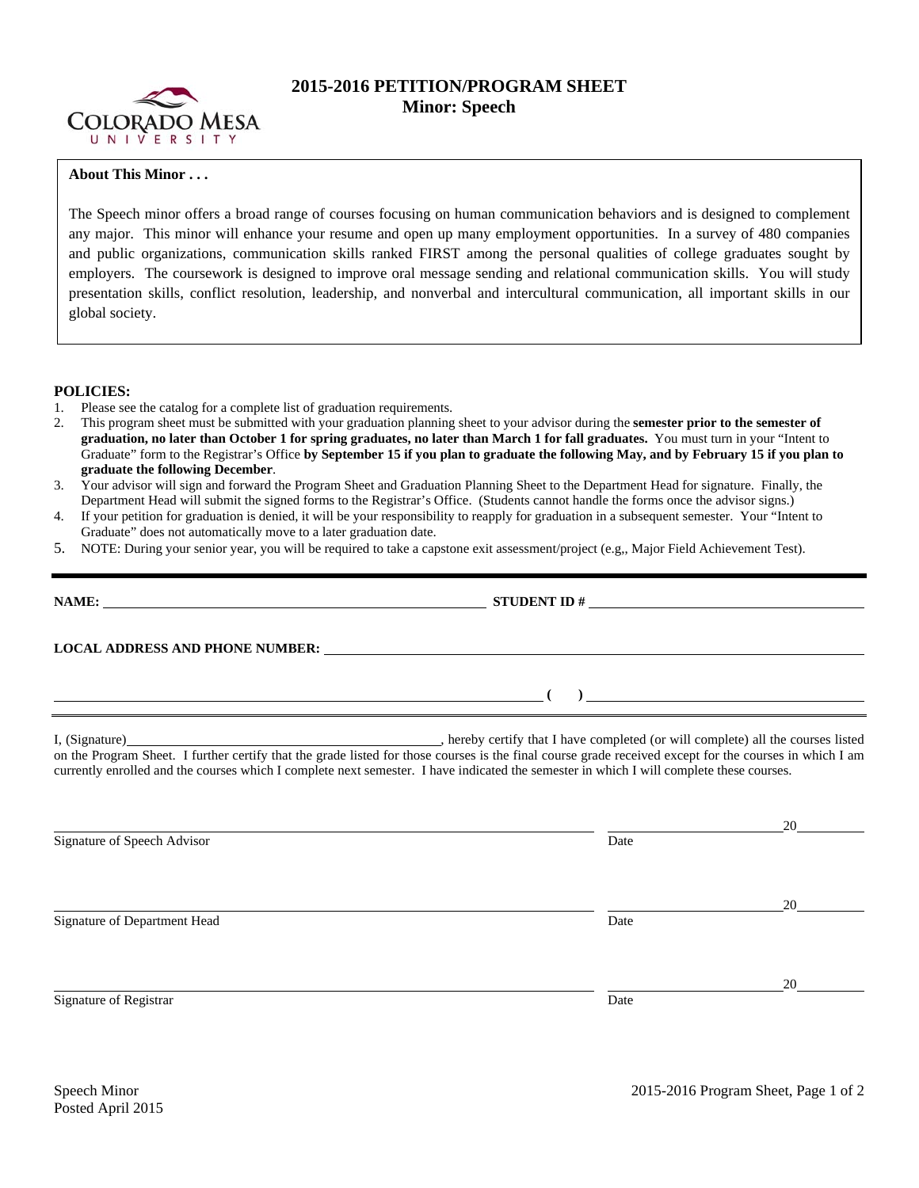# 2015-2016 PETITION/PROGRAM SHEET
## Minor: Speech

**About This Minor . . .**

The Speech minor offers a broad range of courses focusing on human communication behaviors and is designed to complement any major. This minor will enhance your resume and open up many employment opportunities. In a survey of 480 companies and public organizations, communication skills ranked FIRST among the personal qualities of college graduates sought by employers. The coursework is designed to improve oral message sending and relational communication skills. You will study presentation skills, conflict resolution, leadership, and nonverbal and intercultural communication, all important skills in our global society.

**POLICIES:**

1. Please see the catalog for a complete list of graduation requirements.
2. This program sheet must be submitted with your graduation planning sheet to your advisor during the **semester prior to the semester of graduation, no later than October 1 for spring graduates, no later than March 1 for fall graduates.** You must turn in your "Intent to Graduate" form to the Registrar's Office **by September 15 if you plan to graduate the following May, and by February 15 if you plan to graduate the following December**.
3. Your advisor will sign and forward the Program Sheet and Graduation Planning Sheet to the Department Head for signature. Finally, the Department Head will submit the signed forms to the Registrar's Office. (Students cannot handle the forms once the advisor signs.)
4. If your petition for graduation is denied, it will be your responsibility to reapply for graduation in a subsequent semester. Your "Intent to Graduate" does not automatically move to a later graduation date.
5. NOTE: During your senior year, you will be required to take a capstone exit assessment/project (e.g,, Major Field Achievement Test).

---

**NAME:** ______________________________ **STUDENT ID #** ______________________________

**LOCAL ADDRESS AND PHONE NUMBER:** ______________________________

______________________________ **( )** ______________________________

I, (Signature)______________________________, hereby certify that I have completed (or will complete) all the courses listed on the Program Sheet. I further certify that the grade listed for those courses is the final course grade received except for the courses in which I am currently enrolled and the courses which I complete next semester. I have indicated the semester in which I will complete these courses.

______________________________ ______________ 20______
Signature of Speech Advisor Date

______________________________ ______________ 20______
Signature of Department Head Date

______________________________ ______________ 20______
Signature of Registrar Date

Speech Minor
Posted April 2015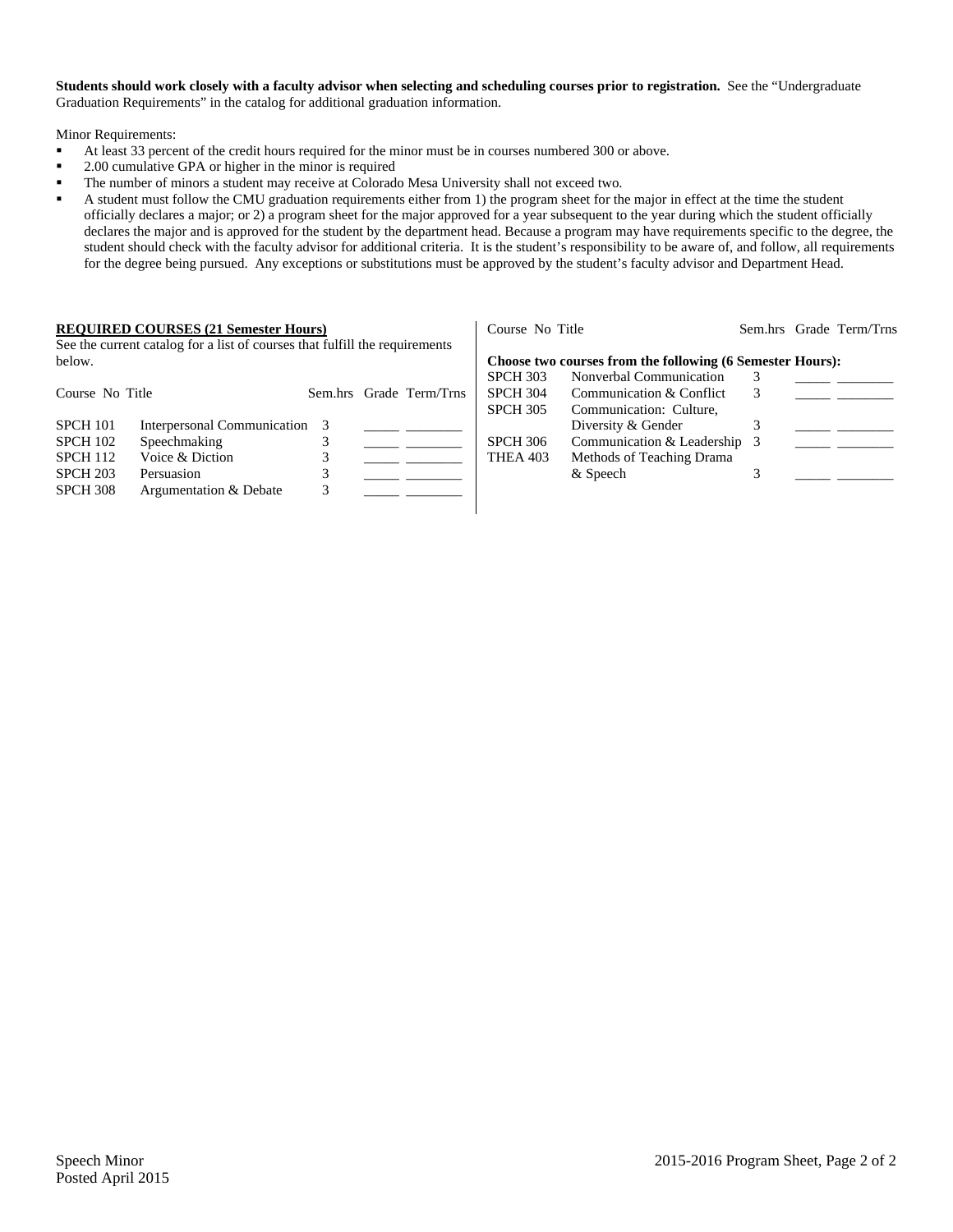**Students should work closely with a faculty advisor when selecting and scheduling courses prior to registration.** See the "Undergraduate Graduation Requirements" in the catalog for additional graduation information.

Minor Requirements:

- At least 33 percent of the credit hours required for the minor must be in courses numbered 300 or above.
- 2.00 cumulative GPA or higher in the minor is required
- The number of minors a student may receive at Colorado Mesa University shall not exceed two.
- A student must follow the CMU graduation requirements either from 1) the program sheet for the major in effect at the time the student officially declares a major; or 2) a program sheet for the major approved for a year subsequent to the year during which the student officially declares the major and is approved for the student by the department head. Because a program may have requirements specific to the degree, the student should check with the faculty advisor for additional criteria. It is the student's responsibility to be aware of, and follow, all requirements for the degree being pursued. Any exceptions or substitutions must be approved by the student's faculty advisor and Department Head.

**REQUIRED COURSES (21 Semester Hours)**

See the current catalog for a list of courses that fulfill the requirements below.

| Course No | Title | Sem.hrs | Grade | Term/Trns |
|---|---|---|---|---|
| SPCH 101 | Interpersonal Communication | 3 | _____ | ________ |
| SPCH 102 | Speechmaking | 3 | _____ | ________ |
| SPCH 112 | Voice & Diction | 3 | _____ | ________ |
| SPCH 203 | Persuasion | 3 | _____ | ________ |
| SPCH 308 | Argumentation & Debate | 3 | _____ | ________ |

**Choose two courses from the following (6 Semester Hours):**

| Course No | Title | Sem.hrs | Grade | Term/Trns |
|---|---|---|---|---|
| SPCH 303 | Nonverbal Communication | 3 | _____ | ________ |
| SPCH 304 | Communication & Conflict | 3 | _____ | ________ |
| SPCH 305 | Communication: Culture, Diversity & Gender | 3 | _____ | ________ |
| SPCH 306 | Communication & Leadership | 3 | _____ | ________ |
| THEA 403 | Methods of Teaching Drama & Speech | 3 | _____ | ________ |

Speech Minor
Posted April 2015